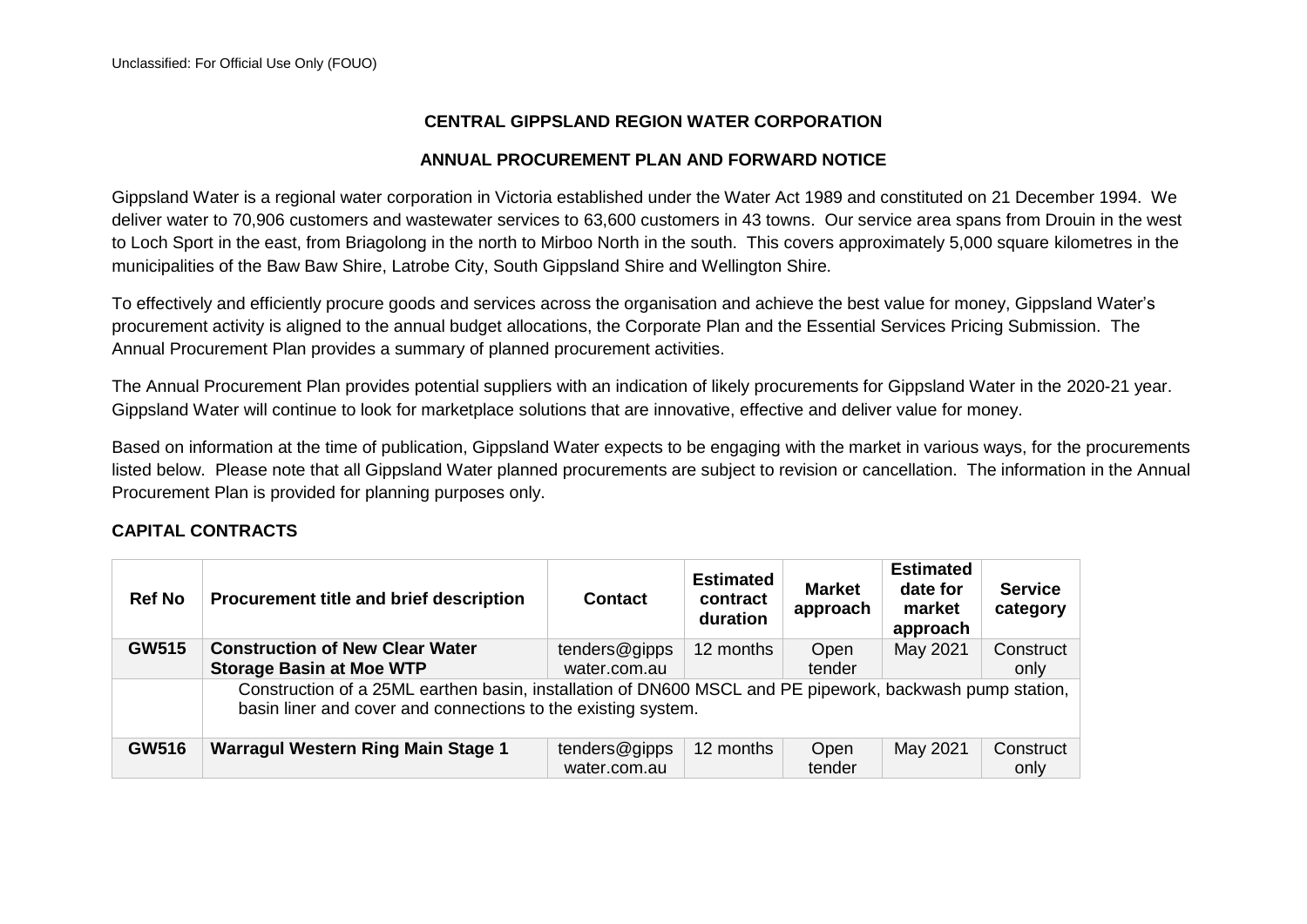Unclassified: For Official Use Only (FOUO)

# CENTRAL GIPPSLAND REGION WATER CORPORATION

## ANNUAL PROCUREMENT PLAN AND FORWARD NOTICE

Gippsland Water is a regional water corporation in Victoria established under the Water Act 1989 and constituted on 21 December 1994. We deliver water to 70,906 customers and wastewater services to 63,600 customers in 43 towns. Our service area spans from Drouin in the west to Loch Sport in the east, from Briagolong in the north to Mirboo North in the south. This covers approximately 5,000 square kilometres in the municipalities of the Baw Baw Shire, Latrobe City, South Gippsland Shire and Wellington Shire.

To effectively and efficiently procure goods and services across the organisation and achieve the best value for money, Gippsland Water's procurement activity is aligned to the annual budget allocations, the Corporate Plan and the Essential Services Pricing Submission. The Annual Procurement Plan provides a summary of planned procurement activities.

The Annual Procurement Plan provides potential suppliers with an indication of likely procurements for Gippsland Water in the 2020-21 year. Gippsland Water will continue to look for marketplace solutions that are innovative, effective and deliver value for money.

Based on information at the time of publication, Gippsland Water expects to be engaging with the market in various ways, for the procurements listed below. Please note that all Gippsland Water planned procurements are subject to revision or cancellation. The information in the Annual Procurement Plan is provided for planning purposes only.

### CAPITAL CONTRACTS

| Ref No | Procurement title and brief description | Contact | Estimated contract duration | Market approach | Estimated date for market approach | Service category |
|---|---|---|---|---|---|---|
| **GW515** | **Construction of New Clear Water Storage Basin at Moe WTP** | tenders@gippswater.com.au | 12 months | Open tender | May 2021 | Construct only |
| | Construction of a 25ML earthen basin, installation of DN600 MSCL and PE pipework, backwash pump station, basin liner and cover and connections to the existing system. | | | | | |
| **GW516** | **Warragul Western Ring Main Stage 1** | tenders@gippswater.com.au | 12 months | Open tender | May 2021 | Construct only |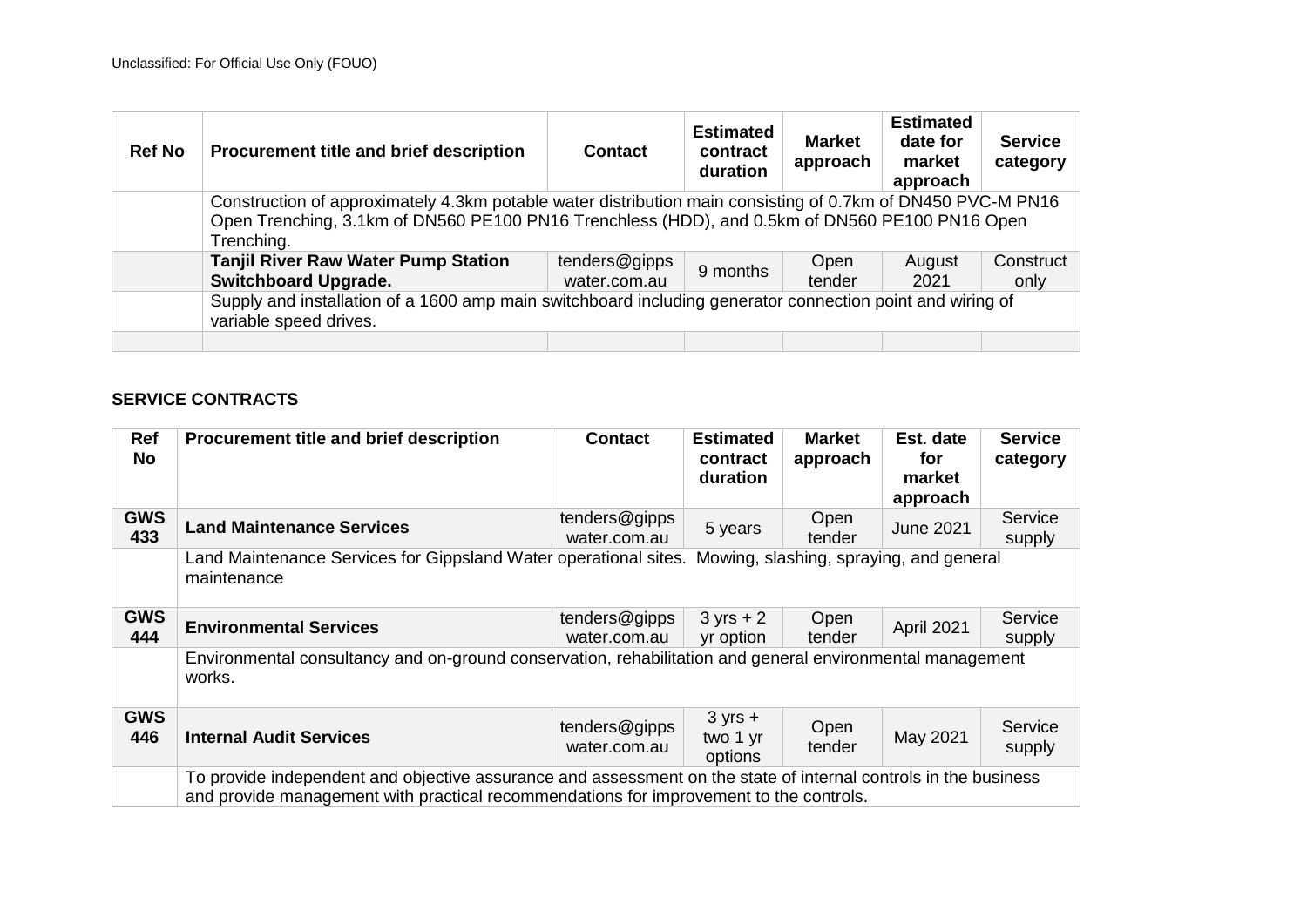| Ref No | Procurement title and brief description | Contact | Estimated contract duration | Market approach | Estimated date for market approach | Service category |
|---|---|---|---|---|---|---|
| | Construction of approximately 4.3km potable water distribution main consisting of 0.7km of DN450 PVC-M PN16 Open Trenching, 3.1km of DN560 PE100 PN16 Trenchless (HDD), and 0.5km of DN560 PE100 PN16 Open Trenching. | | | | | |
| | **Tanjil River Raw Water Pump Station Switchboard Upgrade.** | tenders@gippswater.com.au | 9 months | Open tender | August 2021 | Construct only |
| | Supply and installation of a 1600 amp main switchboard including generator connection point and wiring of variable speed drives. | | | | | |
| | | | | | | |

## SERVICE CONTRACTS

| Ref No | Procurement title and brief description | Contact | Estimated contract duration | Market approach | Est. date for market approach | Service category |
|---|---|---|---|---|---|---|
| **GWS 433** | **Land Maintenance Services** | tenders@gippswater.com.au | 5 years | Open tender | June 2021 | Service supply |
| | Land Maintenance Services for Gippsland Water operational sites. Mowing, slashing, spraying, and general maintenance | | | | | |
| **GWS 444** | **Environmental Services** | tenders@gippswater.com.au | 3 yrs + 2 yr option | Open tender | April 2021 | Service supply |
| | Environmental consultancy and on-ground conservation, rehabilitation and general environmental management works. | | | | | |
| **GWS 446** | **Internal Audit Services** | tenders@gippswater.com.au | 3 yrs + two 1 yr options | Open tender | May 2021 | Service supply |
| | To provide independent and objective assurance and assessment on the state of internal controls in the business and provide management with practical recommendations for improvement to the controls. | | | | | |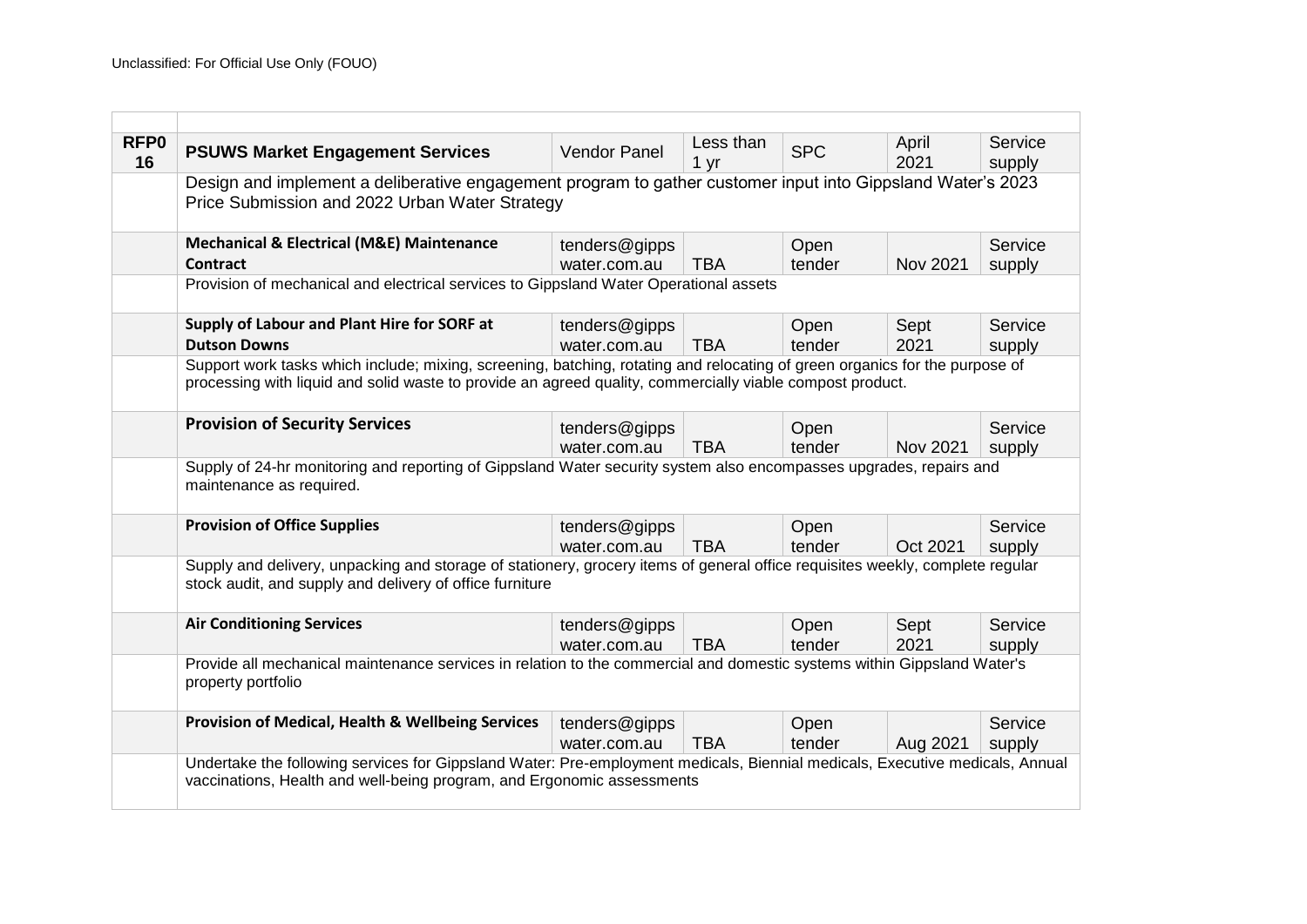Unclassified: For Official Use Only (FOUO)

| | | | | | | |
|---|---|---|---|---|---|---|
| **RFP016** | **PSUWS Market Engagement Services** | Vendor Panel | Less than 1 yr | SPC | April 2021 | Service supply |
| | Design and implement a deliberative engagement program to gather customer input into Gippsland Water's 2023 Price Submission and 2022 Urban Water Strategy | | | | | |
| | **Mechanical & Electrical (M&E) Maintenance Contract** | tenders@gippswater.com.au | TBA | Open tender | Nov 2021 | Service supply |
| | Provision of mechanical and electrical services to Gippsland Water Operational assets | | | | | |
| | **Supply of Labour and Plant Hire for SORF at Dutson Downs** | tenders@gippswater.com.au | TBA | Open tender | Sept 2021 | Service supply |
| | Support work tasks which include; mixing, screening, batching, rotating and relocating of green organics for the purpose of processing with liquid and solid waste to provide an agreed quality, commercially viable compost product. | | | | | |
| | **Provision of Security Services** | tenders@gippswater.com.au | TBA | Open tender | Nov 2021 | Service supply |
| | Supply of 24-hr monitoring and reporting of Gippsland Water security system also encompasses upgrades, repairs and maintenance as required. | | | | | |
| | **Provision of Office Supplies** | tenders@gippswater.com.au | TBA | Open tender | Oct 2021 | Service supply |
| | Supply and delivery, unpacking and storage of stationery, grocery items of general office requisites weekly, complete regular stock audit, and supply and delivery of office furniture | | | | | |
| | **Air Conditioning Services** | tenders@gippswater.com.au | TBA | Open tender | Sept 2021 | Service supply |
| | Provide all mechanical maintenance services in relation to the commercial and domestic systems within Gippsland Water's property portfolio | | | | | |
| | **Provision of Medical, Health & Wellbeing Services** | tenders@gippswater.com.au | TBA | Open tender | Aug 2021 | Service supply |
| | Undertake the following services for Gippsland Water: Pre-employment medicals, Biennial medicals, Executive medicals, Annual vaccinations, Health and well-being program, and Ergonomic assessments | | | | | |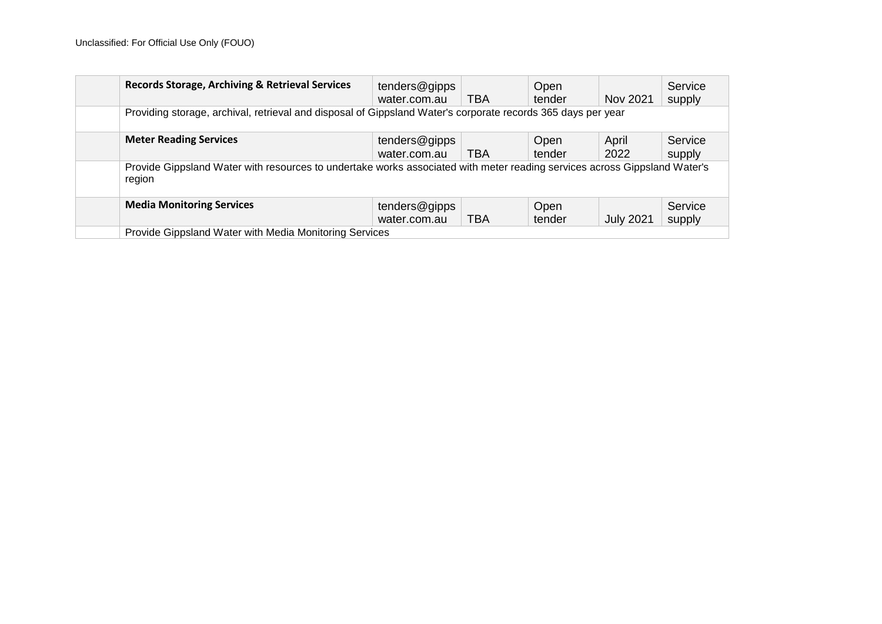| | | | | | | |
|---|---|---|---|---|---|---|
| | **Records Storage, Archiving & Retrieval Services** | tenders@gippswater.com.au | TBA | Open tender | Nov 2021 | Service supply |
| | Providing storage, archival, retrieval and disposal of Gippsland Water's corporate records 365 days per year | | | | | |
| | **Meter Reading Services** | tenders@gippswater.com.au | TBA | Open tender | April 2022 | Service supply |
| | Provide Gippsland Water with resources to undertake works associated with meter reading services across Gippsland Water's region | | | | | |
| | **Media Monitoring Services** | tenders@gippswater.com.au | TBA | Open tender | July 2021 | Service supply |
| | Provide Gippsland Water with Media Monitoring Services | | | | | |